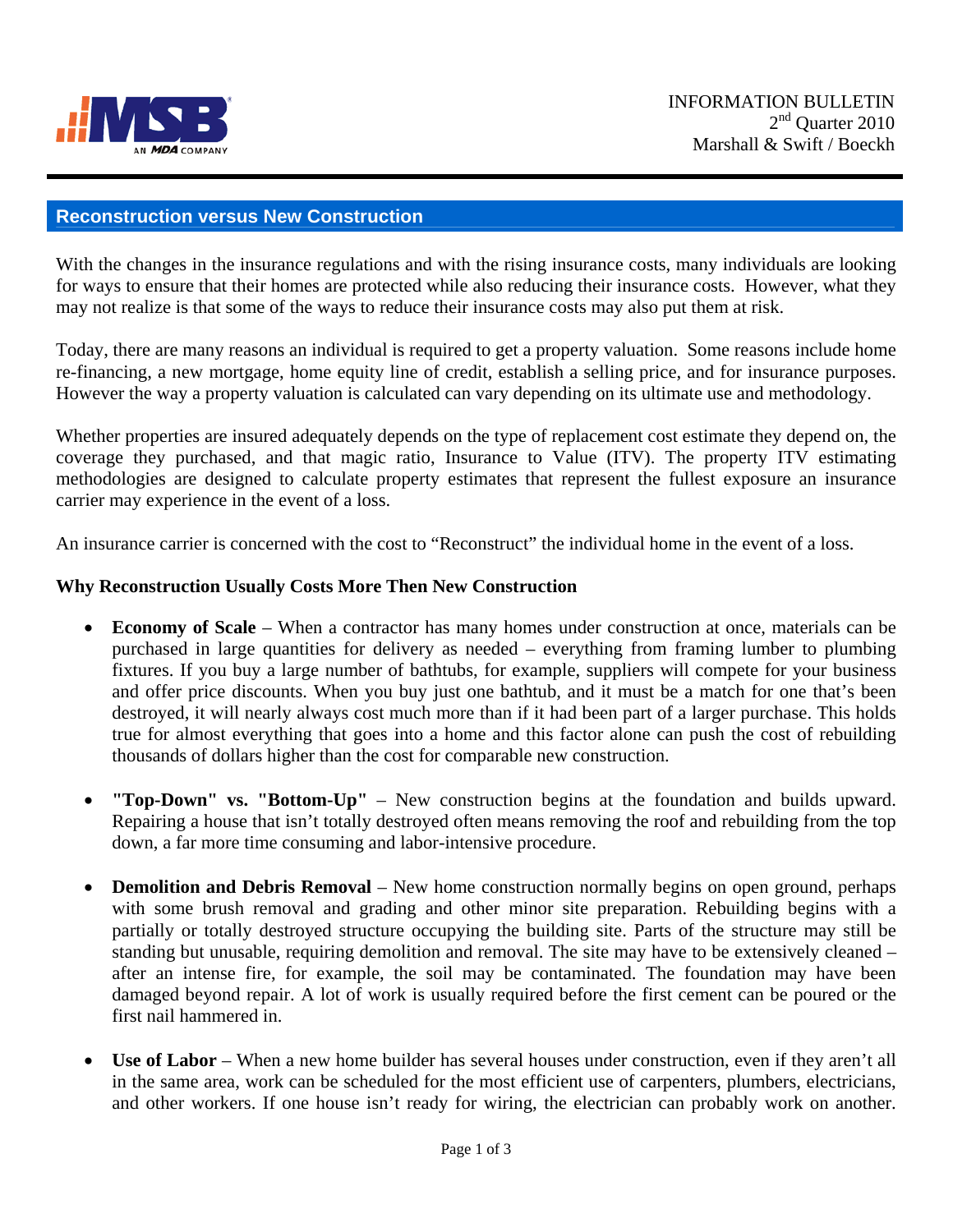INFORMATION BULLETIN
2nd Quarter 2010
Marshall & Swift / Boeckh

## Reconstruction versus New Construction

With the changes in the insurance regulations and with the rising insurance costs, many individuals are looking for ways to ensure that their homes are protected while also reducing their insurance costs. However, what they may not realize is that some of the ways to reduce their insurance costs may also put them at risk.

Today, there are many reasons an individual is required to get a property valuation. Some reasons include home re-financing, a new mortgage, home equity line of credit, establish a selling price, and for insurance purposes. However the way a property valuation is calculated can vary depending on its ultimate use and methodology.

Whether properties are insured adequately depends on the type of replacement cost estimate they depend on, the coverage they purchased, and that magic ratio, Insurance to Value (ITV). The property ITV estimating methodologies are designed to calculate property estimates that represent the fullest exposure an insurance carrier may experience in the event of a loss.

An insurance carrier is concerned with the cost to "Reconstruct" the individual home in the event of a loss.

### Why Reconstruction Usually Costs More Then New Construction

- **Economy of Scale** – When a contractor has many homes under construction at once, materials can be purchased in large quantities for delivery as needed – everything from framing lumber to plumbing fixtures. If you buy a large number of bathtubs, for example, suppliers will compete for your business and offer price discounts. When you buy just one bathtub, and it must be a match for one that's been destroyed, it will nearly always cost much more than if it had been part of a larger purchase. This holds true for almost everything that goes into a home and this factor alone can push the cost of rebuilding thousands of dollars higher than the cost for comparable new construction.

- **"Top-Down" vs. "Bottom-Up"** – New construction begins at the foundation and builds upward. Repairing a house that isn't totally destroyed often means removing the roof and rebuilding from the top down, a far more time consuming and labor-intensive procedure.

- **Demolition and Debris Removal** – New home construction normally begins on open ground, perhaps with some brush removal and grading and other minor site preparation. Rebuilding begins with a partially or totally destroyed structure occupying the building site. Parts of the structure may still be standing but unusable, requiring demolition and removal. The site may have to be extensively cleaned – after an intense fire, for example, the soil may be contaminated. The foundation may have been damaged beyond repair. A lot of work is usually required before the first cement can be poured or the first nail hammered in.

- **Use of Labor** – When a new home builder has several houses under construction, even if they aren't all in the same area, work can be scheduled for the most efficient use of carpenters, plumbers, electricians, and other workers. If one house isn't ready for wiring, the electrician can probably work on another.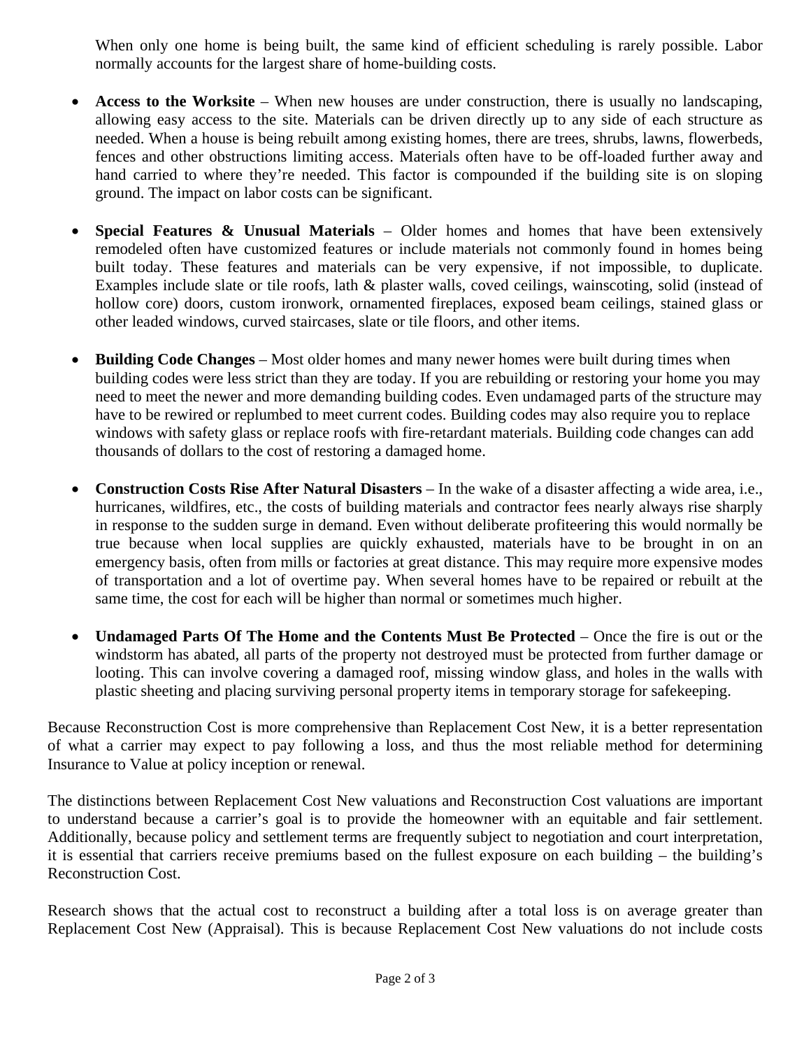When only one home is being built, the same kind of efficient scheduling is rarely possible. Labor normally accounts for the largest share of home-building costs.

- **Access to the Worksite** – When new houses are under construction, there is usually no landscaping, allowing easy access to the site. Materials can be driven directly up to any side of each structure as needed. When a house is being rebuilt among existing homes, there are trees, shrubs, lawns, flowerbeds, fences and other obstructions limiting access. Materials often have to be off-loaded further away and hand carried to where they're needed. This factor is compounded if the building site is on sloping ground. The impact on labor costs can be significant.

- **Special Features & Unusual Materials** – Older homes and homes that have been extensively remodeled often have customized features or include materials not commonly found in homes being built today. These features and materials can be very expensive, if not impossible, to duplicate. Examples include slate or tile roofs, lath & plaster walls, coved ceilings, wainscoting, solid (instead of hollow core) doors, custom ironwork, ornamented fireplaces, exposed beam ceilings, stained glass or other leaded windows, curved staircases, slate or tile floors, and other items.

- **Building Code Changes** – Most older homes and many newer homes were built during times when building codes were less strict than they are today. If you are rebuilding or restoring your home you may need to meet the newer and more demanding building codes. Even undamaged parts of the structure may have to be rewired or replumbed to meet current codes. Building codes may also require you to replace windows with safety glass or replace roofs with fire-retardant materials. Building code changes can add thousands of dollars to the cost of restoring a damaged home.

- **Construction Costs Rise After Natural Disasters** – In the wake of a disaster affecting a wide area, i.e., hurricanes, wildfires, etc., the costs of building materials and contractor fees nearly always rise sharply in response to the sudden surge in demand. Even without deliberate profiteering this would normally be true because when local supplies are quickly exhausted, materials have to be brought in on an emergency basis, often from mills or factories at great distance. This may require more expensive modes of transportation and a lot of overtime pay. When several homes have to be repaired or rebuilt at the same time, the cost for each will be higher than normal or sometimes much higher.

- **Undamaged Parts Of The Home and the Contents Must Be Protected** – Once the fire is out or the windstorm has abated, all parts of the property not destroyed must be protected from further damage or looting. This can involve covering a damaged roof, missing window glass, and holes in the walls with plastic sheeting and placing surviving personal property items in temporary storage for safekeeping.

Because Reconstruction Cost is more comprehensive than Replacement Cost New, it is a better representation of what a carrier may expect to pay following a loss, and thus the most reliable method for determining Insurance to Value at policy inception or renewal.

The distinctions between Replacement Cost New valuations and Reconstruction Cost valuations are important to understand because a carrier's goal is to provide the homeowner with an equitable and fair settlement. Additionally, because policy and settlement terms are frequently subject to negotiation and court interpretation, it is essential that carriers receive premiums based on the fullest exposure on each building – the building's Reconstruction Cost.

Research shows that the actual cost to reconstruct a building after a total loss is on average greater than Replacement Cost New (Appraisal). This is because Replacement Cost New valuations do not include costs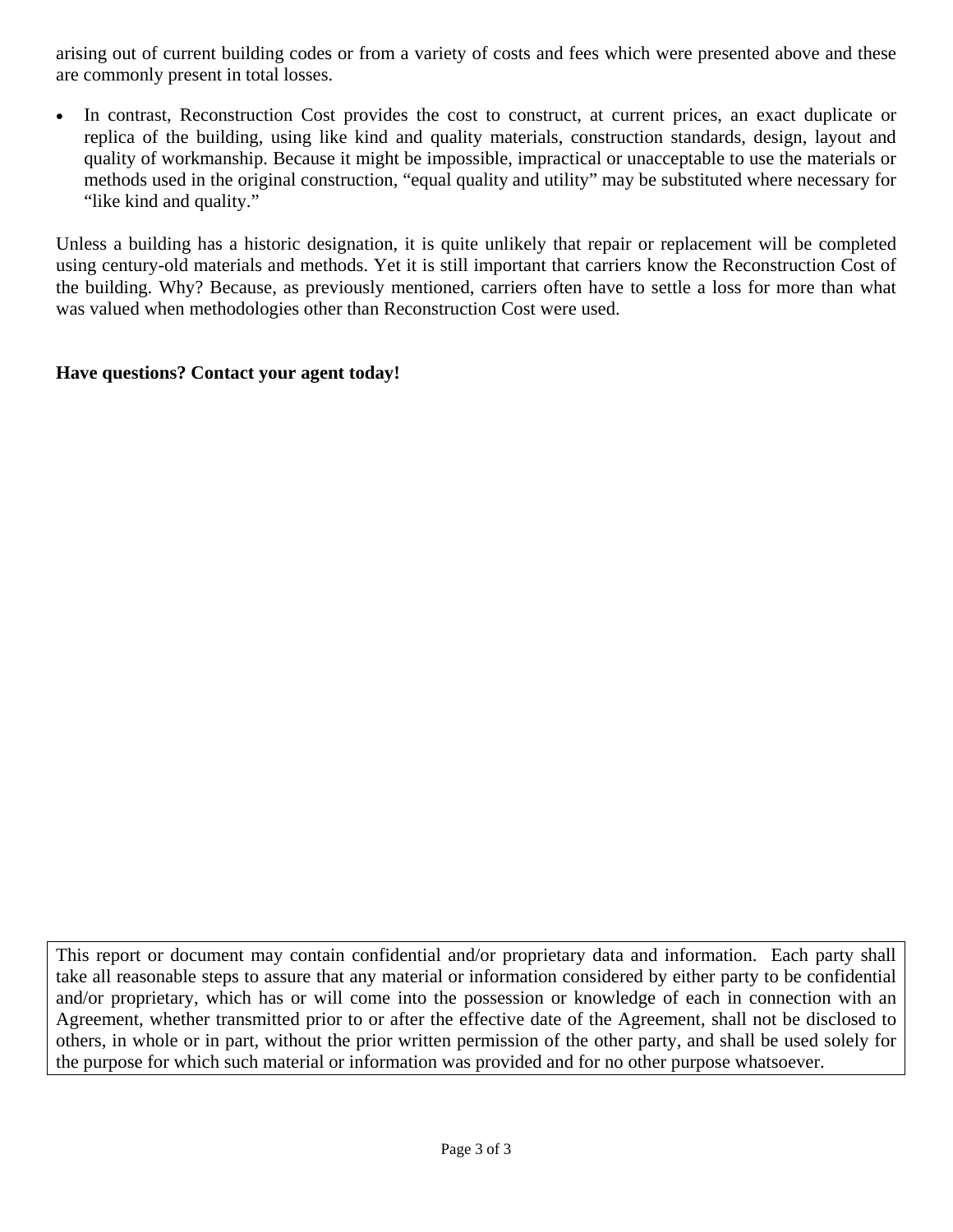arising out of current building codes or from a variety of costs and fees which were presented above and these are commonly present in total losses.

- In contrast, Reconstruction Cost provides the cost to construct, at current prices, an exact duplicate or replica of the building, using like kind and quality materials, construction standards, design, layout and quality of workmanship. Because it might be impossible, impractical or unacceptable to use the materials or methods used in the original construction, "equal quality and utility" may be substituted where necessary for "like kind and quality."

Unless a building has a historic designation, it is quite unlikely that repair or replacement will be completed using century-old materials and methods. Yet it is still important that carriers know the Reconstruction Cost of the building. Why? Because, as previously mentioned, carriers often have to settle a loss for more than what was valued when methodologies other than Reconstruction Cost were used.

**Have questions? Contact your agent today!**

This report or document may contain confidential and/or proprietary data and information. Each party shall take all reasonable steps to assure that any material or information considered by either party to be confidential and/or proprietary, which has or will come into the possession or knowledge of each in connection with an Agreement, whether transmitted prior to or after the effective date of the Agreement, shall not be disclosed to others, in whole or in part, without the prior written permission of the other party, and shall be used solely for the purpose for which such material or information was provided and for no other purpose whatsoever.